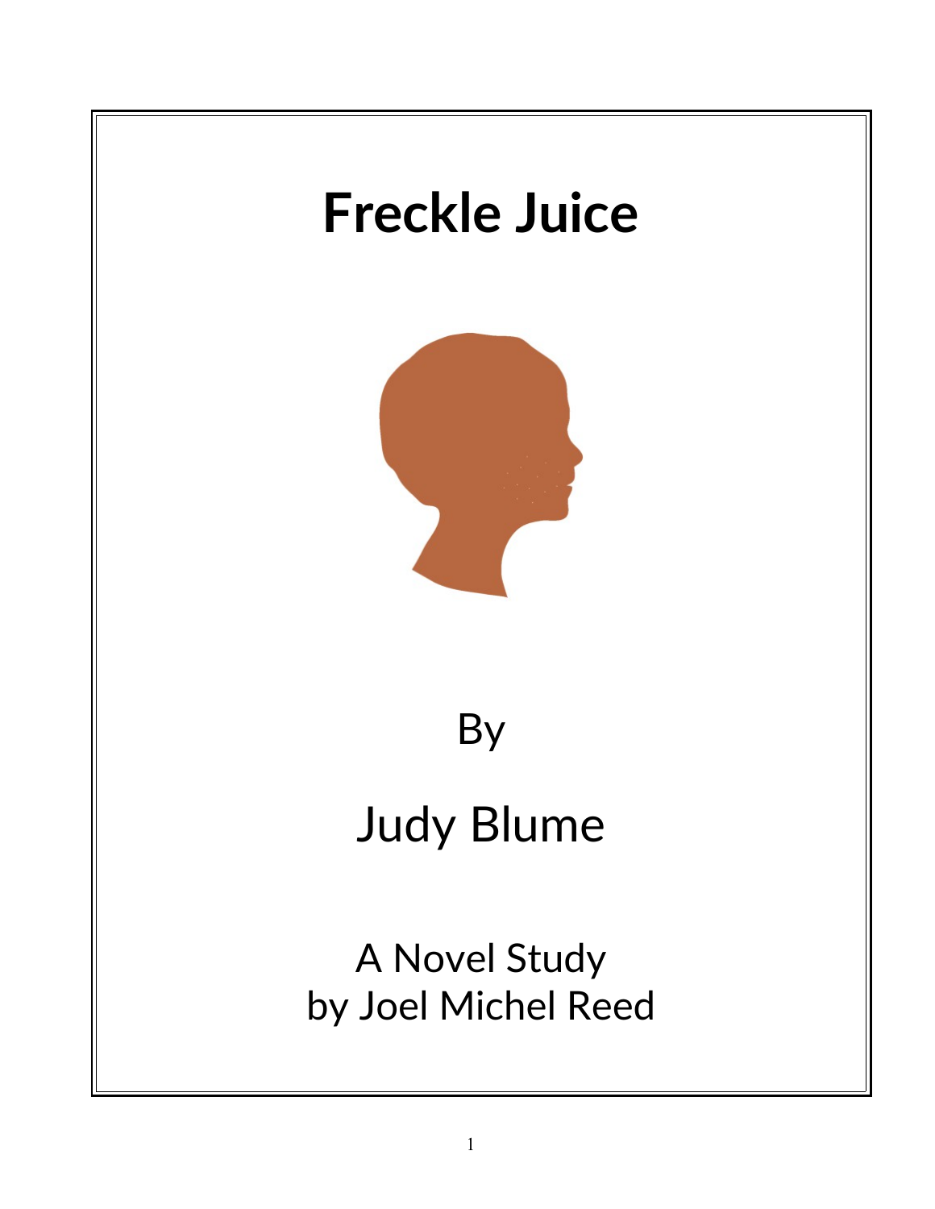# Freckle Juice

By

Judy Blume

A Novel Study
by Joel Michel Reed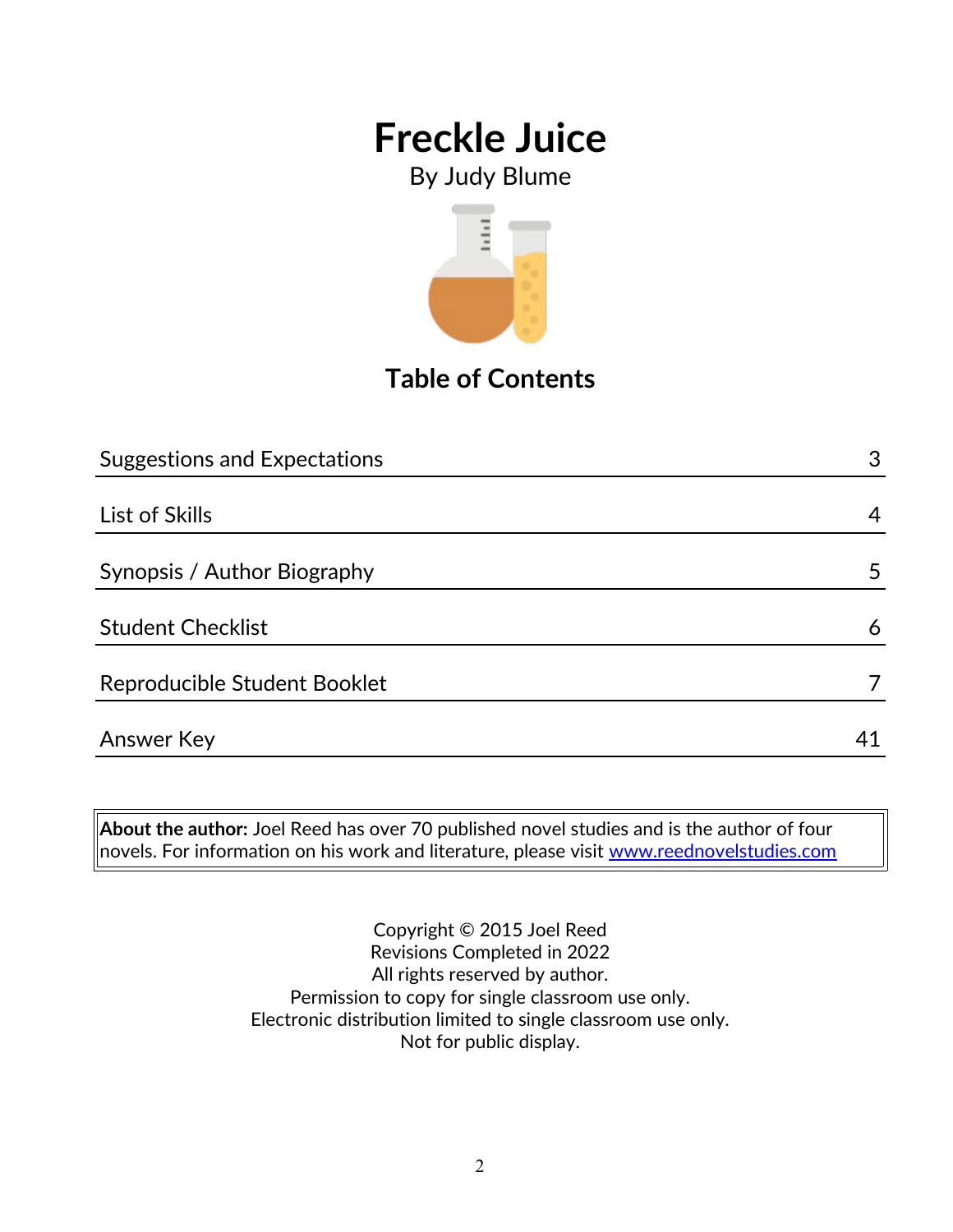# Freckle Juice

By Judy Blume

## Table of Contents

| | |
|---|---|
| Suggestions and Expectations | 3 |
| List of Skills | 4 |
| Synopsis / Author Biography | 5 |
| Student Checklist | 6 |
| Reproducible Student Booklet | 7 |
| Answer Key | 41 |

**About the author:** Joel Reed has over 70 published novel studies and is the author of four novels. For information on his work and literature, please visit www.reednovelstudies.com

Copyright © 2015 Joel Reed
Revisions Completed in 2022
All rights reserved by author.
Permission to copy for single classroom use only.
Electronic distribution limited to single classroom use only.
Not for public display.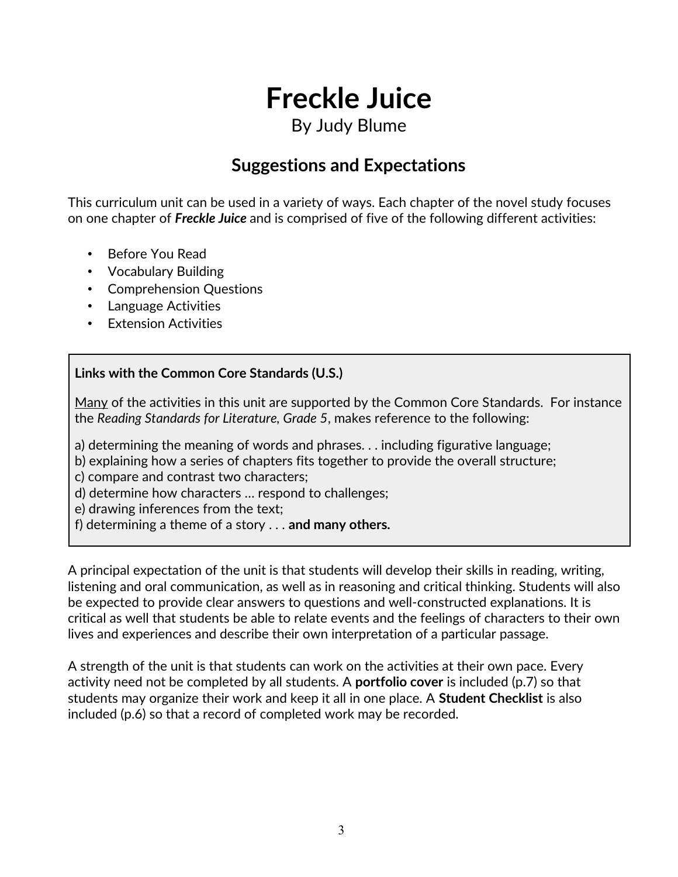# Freckle Juice

By Judy Blume

## Suggestions and Expectations

This curriculum unit can be used in a variety of ways. Each chapter of the novel study focuses on one chapter of ***Freckle Juice*** and is comprised of five of the following different activities:

- Before You Read
- Vocabulary Building
- Comprehension Questions
- Language Activities
- Extension Activities

**Links with the Common Core Standards (U.S.)**

<u>Many</u> of the activities in this unit are supported by the Common Core Standards. For instance the *Reading Standards for Literature, Grade 5*, makes reference to the following:

a) determining the meaning of words and phrases. . . including figurative language;
b) explaining how a series of chapters fits together to provide the overall structure;
c) compare and contrast two characters;
d) determine how characters … respond to challenges;
e) drawing inferences from the text;
f) determining a theme of a story . . . **and many others.**

A principal expectation of the unit is that students will develop their skills in reading, writing, listening and oral communication, as well as in reasoning and critical thinking. Students will also be expected to provide clear answers to questions and well-constructed explanations. It is critical as well that students be able to relate events and the feelings of characters to their own lives and experiences and describe their own interpretation of a particular passage.

A strength of the unit is that students can work on the activities at their own pace. Every activity need not be completed by all students. A **portfolio cover** is included (p.7) so that students may organize their work and keep it all in one place. A **Student Checklist** is also included (p.6) so that a record of completed work may be recorded.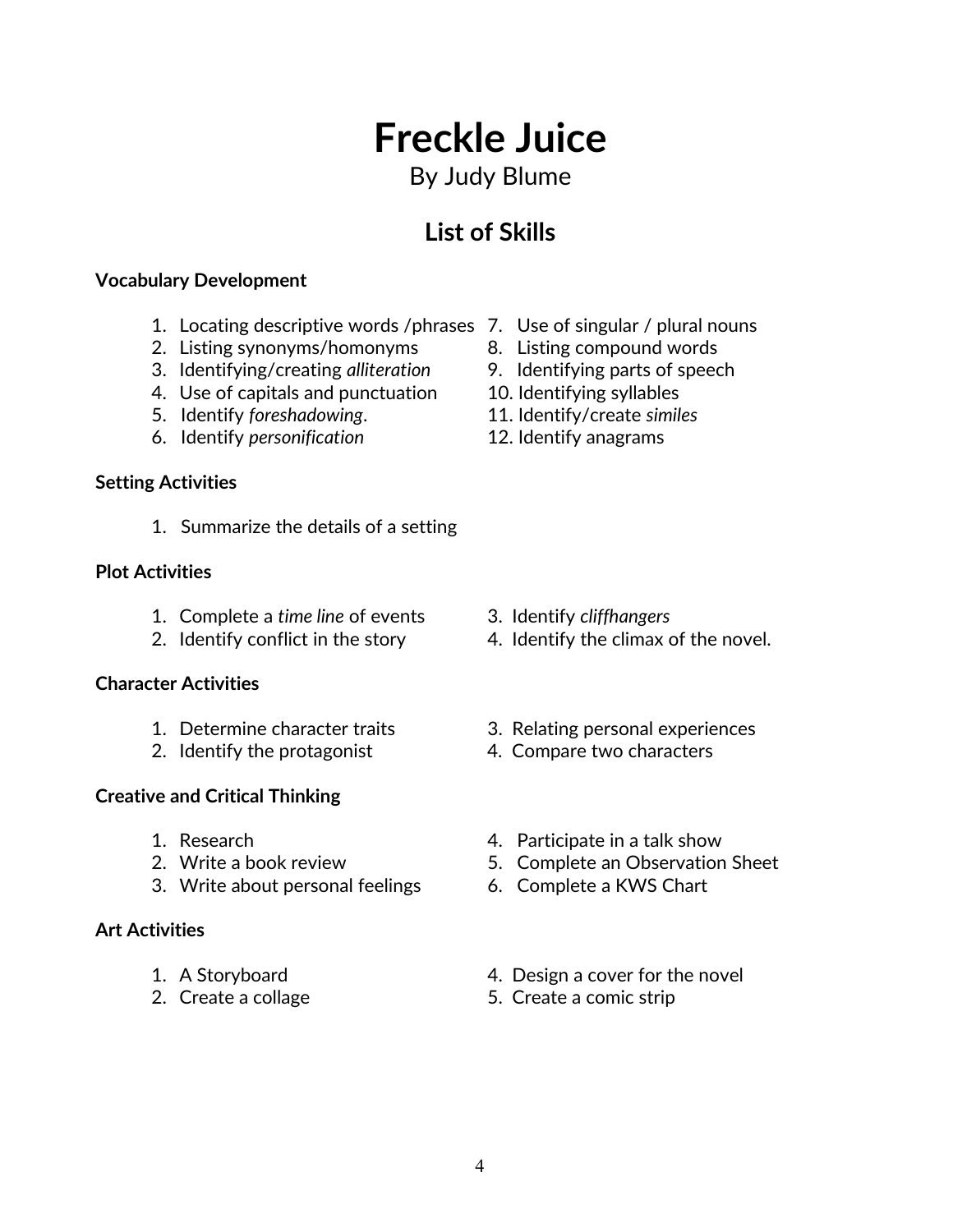# Freckle Juice

By Judy Blume

## List of Skills

**Vocabulary Development**

1. Locating descriptive words /phrases
2. Listing synonyms/homonyms
3. Identifying/creating *alliteration*
4. Use of capitals and punctuation
5. Identify *foreshadowing*.
6. Identify *personification*
7. Use of singular / plural nouns
8. Listing compound words
9. Identifying parts of speech
10. Identifying syllables
11. Identify/create *similes*
12. Identify anagrams

**Setting Activities**

1. Summarize the details of a setting

**Plot Activities**

1. Complete a *time line* of events
2. Identify conflict in the story
3. Identify *cliffhangers*
4. Identify the climax of the novel.

**Character Activities**

1. Determine character traits
2. Identify the protagonist
3. Relating personal experiences
4. Compare two characters

**Creative and Critical Thinking**

1. Research
2. Write a book review
3. Write about personal feelings
4. Participate in a talk show
5. Complete an Observation Sheet
6. Complete a KWS Chart

**Art Activities**

1. A Storyboard
2. Create a collage
4. Design a cover for the novel
5. Create a comic strip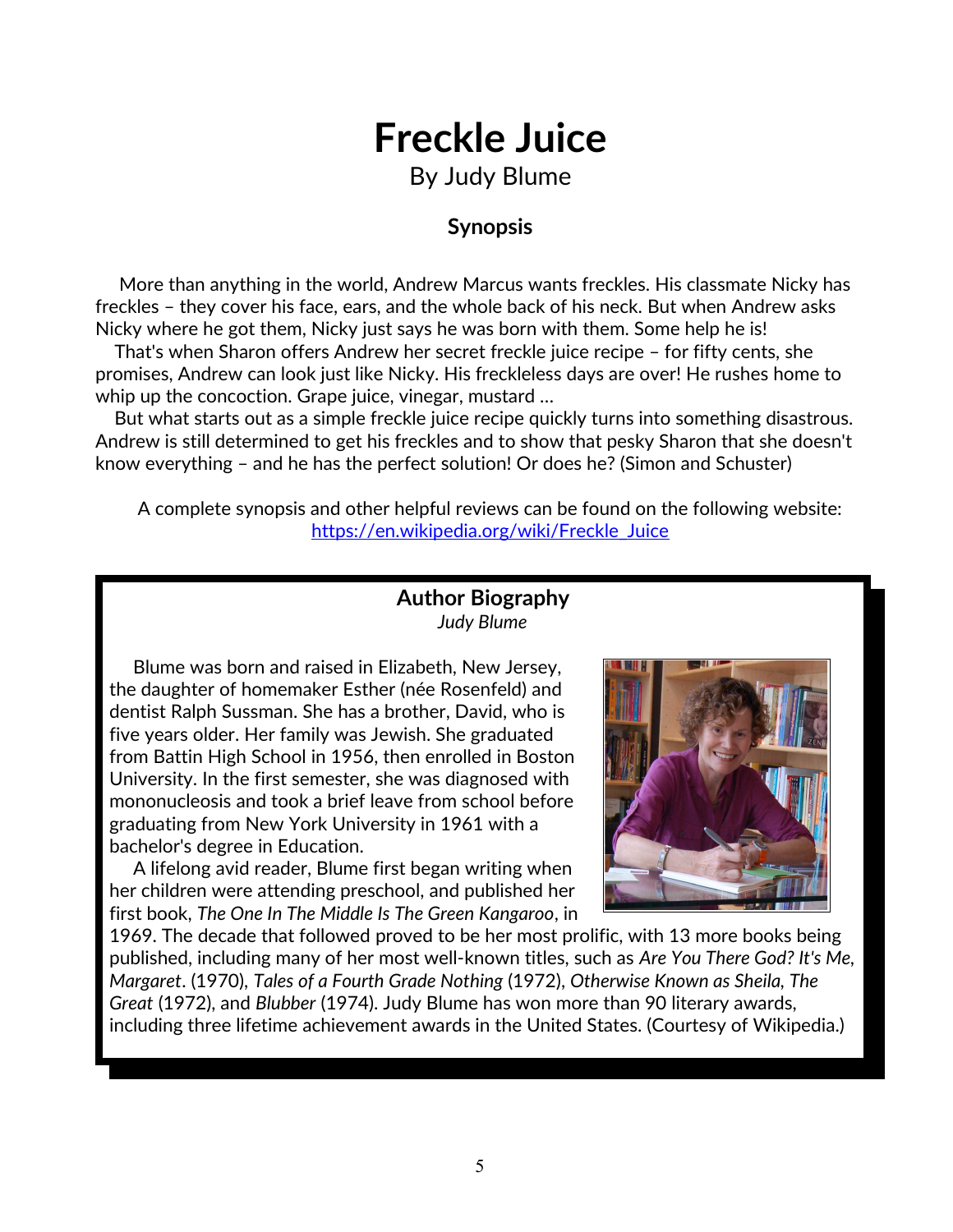# Freckle Juice

By Judy Blume

### Synopsis

More than anything in the world, Andrew Marcus wants freckles. His classmate Nicky has freckles – they cover his face, ears, and the whole back of his neck. But when Andrew asks Nicky where he got them, Nicky just says he was born with them. Some help he is!

That's when Sharon offers Andrew her secret freckle juice recipe – for fifty cents, she promises, Andrew can look just like Nicky. His freckleless days are over! He rushes home to whip up the concoction. Grape juice, vinegar, mustard ...

But what starts out as a simple freckle juice recipe quickly turns into something disastrous. Andrew is still determined to get his freckles and to show that pesky Sharon that she doesn't know everything – and he has the perfect solution! Or does he? (Simon and Schuster)

A complete synopsis and other helpful reviews can be found on the following website: https://en.wikipedia.org/wiki/Freckle_Juice

### Author Biography

*Judy Blume*

Blume was born and raised in Elizabeth, New Jersey, the daughter of homemaker Esther (née Rosenfeld) and dentist Ralph Sussman. She has a brother, David, who is five years older. Her family was Jewish. She graduated from Battin High School in 1956, then enrolled in Boston University. In the first semester, she was diagnosed with mononucleosis and took a brief leave from school before graduating from New York University in 1961 with a bachelor's degree in Education.

A lifelong avid reader, Blume first began writing when her children were attending preschool, and published her first book, *The One In The Middle Is The Green Kangaroo*, in 1969. The decade that followed proved to be her most prolific, with 13 more books being published, including many of her most well-known titles, such as *Are You There God? It's Me, Margaret*. (1970), *Tales of a Fourth Grade Nothing* (1972), *Otherwise Known as Sheila, The Great* (1972), and *Blubber* (1974). Judy Blume has won more than 90 literary awards, including three lifetime achievement awards in the United States. (Courtesy of Wikipedia.)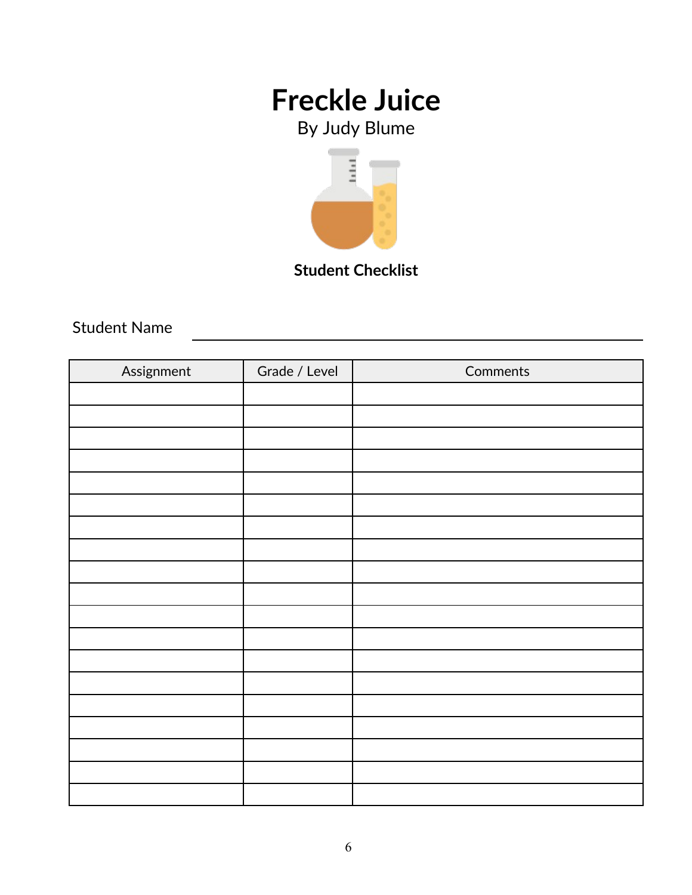# Freckle Juice

By Judy Blume

**Student Checklist**

Student Name \_\_\_\_\_\_\_\_\_\_\_\_\_\_\_\_\_\_\_\_\_\_\_\_\_\_\_\_\_\_\_\_\_\_\_\_\_\_\_\_

| Assignment | Grade / Level | Comments |
|---|---|---|
| | | |
| | | |
| | | |
| | | |
| | | |
| | | |
| | | |
| | | |
| | | |
| | | |
| | | |
| | | |
| | | |
| | | |
| | | |
| | | |
| | | |
| | | |
| | | |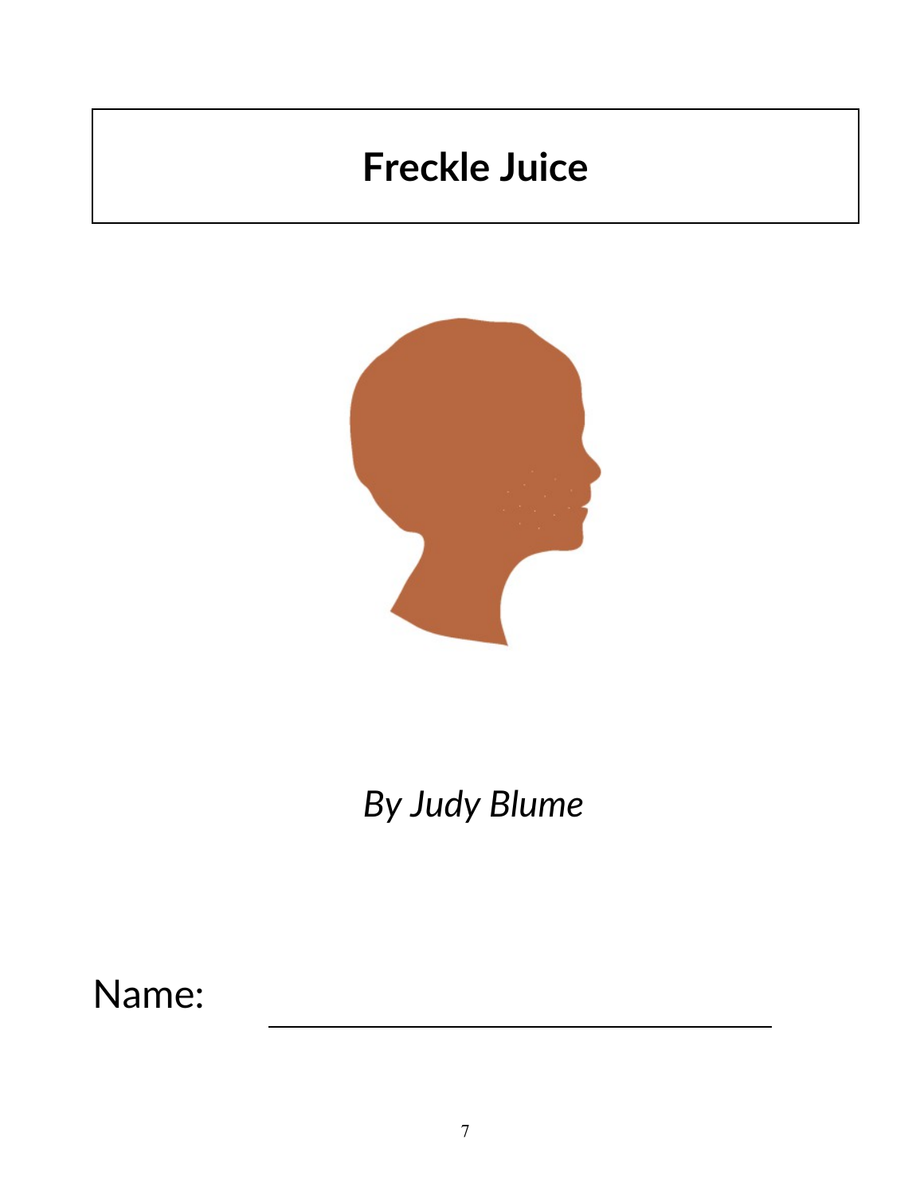# Freckle Juice

*By Judy Blume*

Name: ______________________________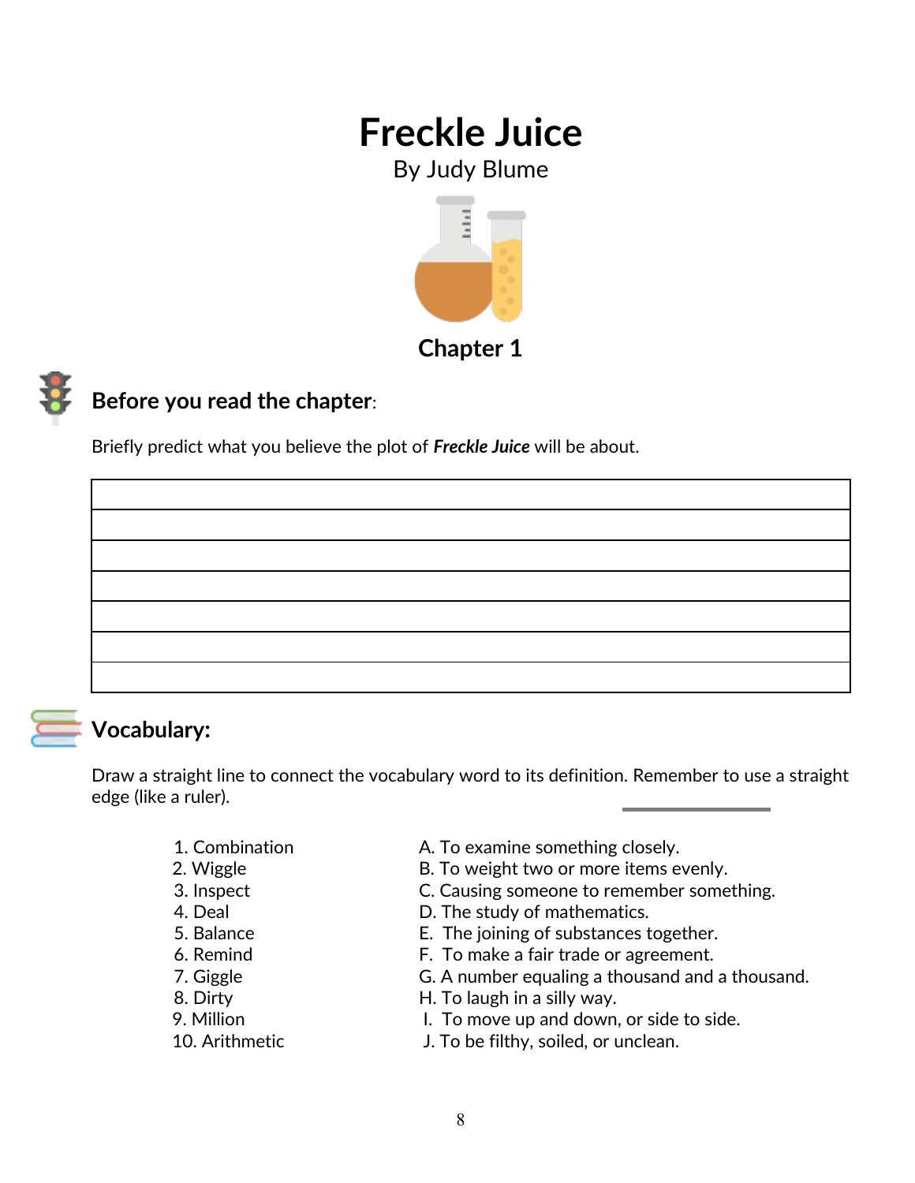# Freckle Juice

By Judy Blume

## Chapter 1

### Before you read the chapter:

Briefly predict what you believe the plot of ***Freckle Juice*** will be about.

| |
|---|
| |
| |
| |
| |
| |
| |

### Vocabulary:

Draw a straight line to connect the vocabulary word to its definition. Remember to use a straight edge (like a ruler).

| | |
|---|---|
| 1. Combination | A. To examine something closely. |
| 2. Wiggle | B. To weight two or more items evenly. |
| 3. Inspect | C. Causing someone to remember something. |
| 4. Deal | D. The study of mathematics. |
| 5. Balance | E. The joining of substances together. |
| 6. Remind | F. To make a fair trade or agreement. |
| 7. Giggle | G. A number equaling a thousand and a thousand. |
| 8. Dirty | H. To laugh in a silly way. |
| 9. Million | I. To move up and down, or side to side. |
| 10. Arithmetic | J. To be filthy, soiled, or unclean. |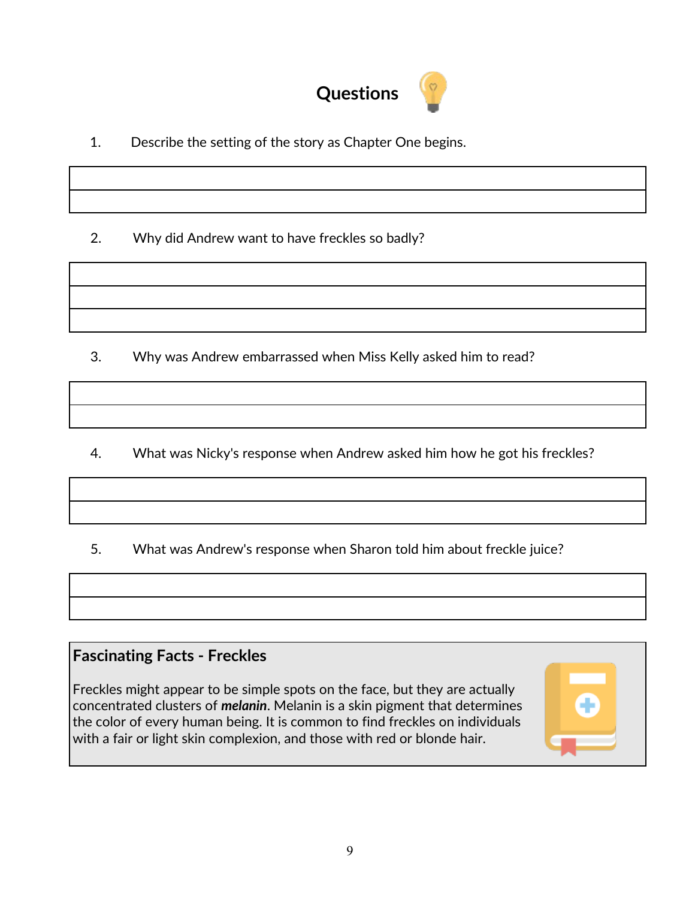# Questions

1. Describe the setting of the story as Chapter One begins.

2. Why did Andrew want to have freckles so badly?

3. Why was Andrew embarrassed when Miss Kelly asked him to read?

4. What was Nicky's response when Andrew asked him how he got his freckles?

5. What was Andrew's response when Sharon told him about freckle juice?

**Fascinating Facts - Freckles**

Freckles might appear to be simple spots on the face, but they are actually concentrated clusters of ***melanin***. Melanin is a skin pigment that determines the color of every human being. It is common to find freckles on individuals with a fair or light skin complexion, and those with red or blonde hair.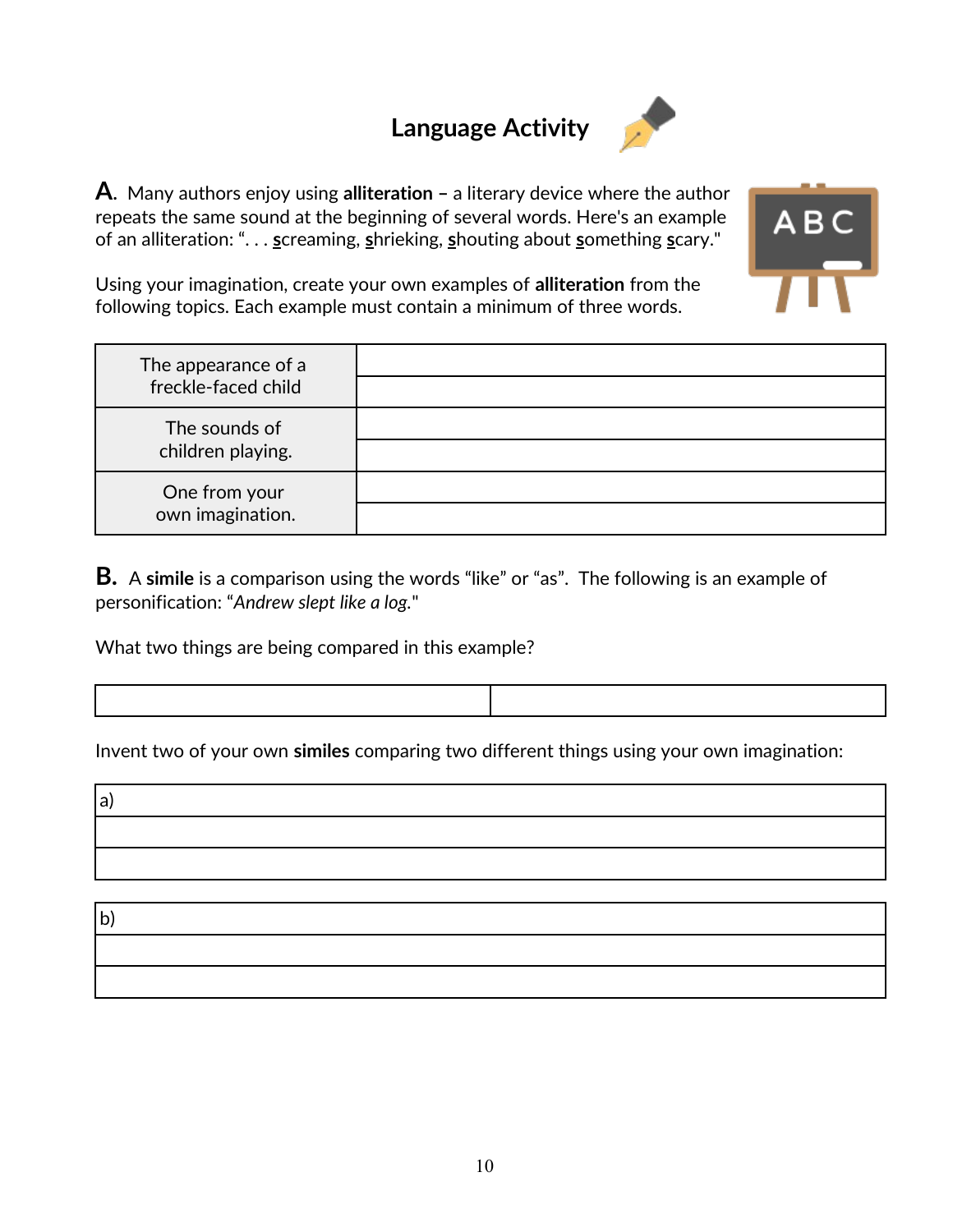# Language Activity

**A.** Many authors enjoy using **alliteration** – a literary device where the author repeats the same sound at the beginning of several words. Here's an example of an alliteration: ". . . screaming, shrieking, shouting about something scary."

Using your imagination, create your own examples of **alliteration** from the following topics. Each example must contain a minimum of three words.

| | |
|---|---|
| The appearance of a freckle-faced child | |
| | |
| The sounds of children playing. | |
| | |
| One from your own imagination. | |
| | |

**B.** A **simile** is a comparison using the words "like" or "as". The following is an example of personification: "*Andrew slept like a log.*"

What two things are being compared in this example?

| | |
|---|---|
| | |

Invent two of your own **similes** comparing two different things using your own imagination:

| a) |
|---|
| |
| |

| b) |
|---|
| |
| |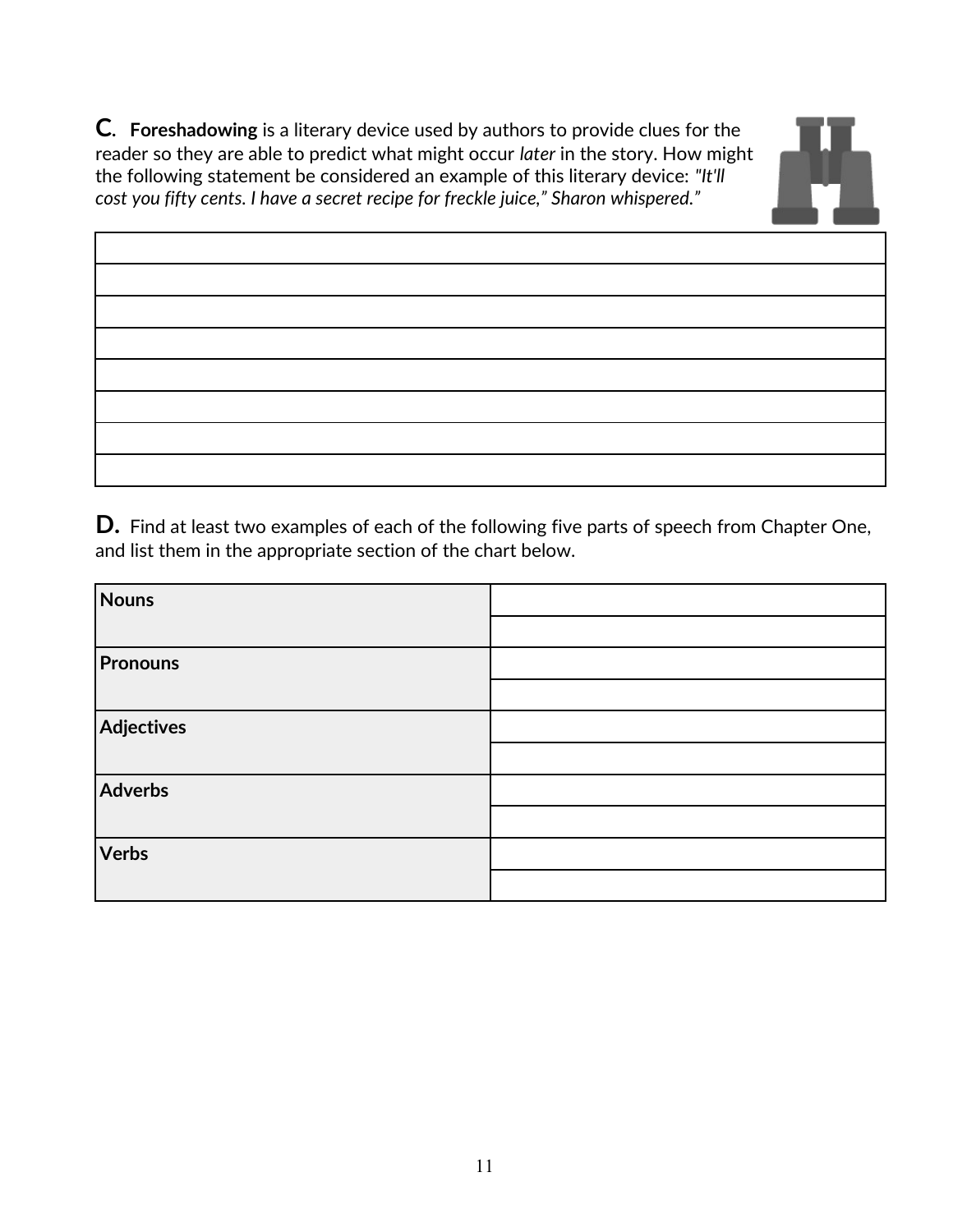**C.** **Foreshadowing** is a literary device used by authors to provide clues for the reader so they are able to predict what might occur *later* in the story. How might the following statement be considered an example of this literary device: *"It'll cost you fifty cents. I have a secret recipe for freckle juice," Sharon whispered."*

| |
|---|
| |
| |
| |
| |
| |
| |
| |

**D.** Find at least two examples of each of the following five parts of speech from Chapter One, and list them in the appropriate section of the chart below.

| | |
|---|---|
| **Nouns** | |
| | |
| **Pronouns** | |
| | |
| **Adjectives** | |
| | |
| **Adverbs** | |
| | |
| **Verbs** | |
| | |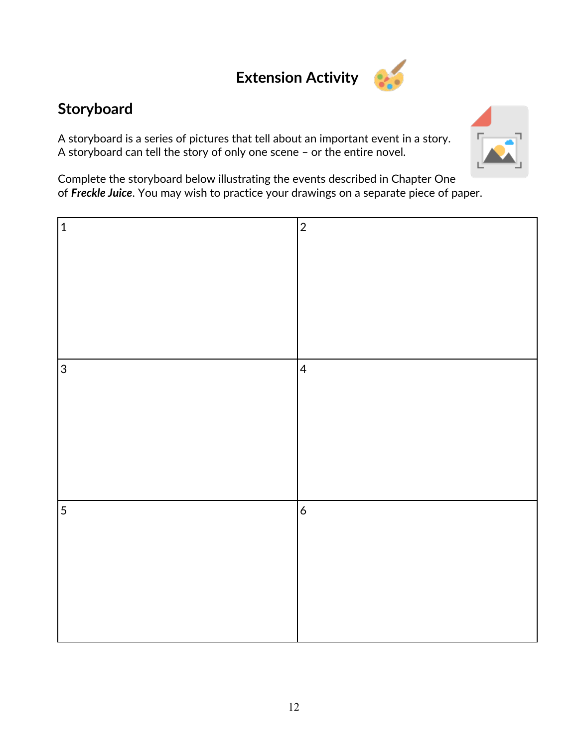# Extension Activity

## Storyboard

A storyboard is a series of pictures that tell about an important event in a story. A storyboard can tell the story of only one scene – or the entire novel.

Complete the storyboard below illustrating the events described in Chapter One of ***Freckle Juice***. You may wish to practice your drawings on a separate piece of paper.

| | |
|---|---|
| 1 | 2 |
| 3 | 4 |
| 5 | 6 |